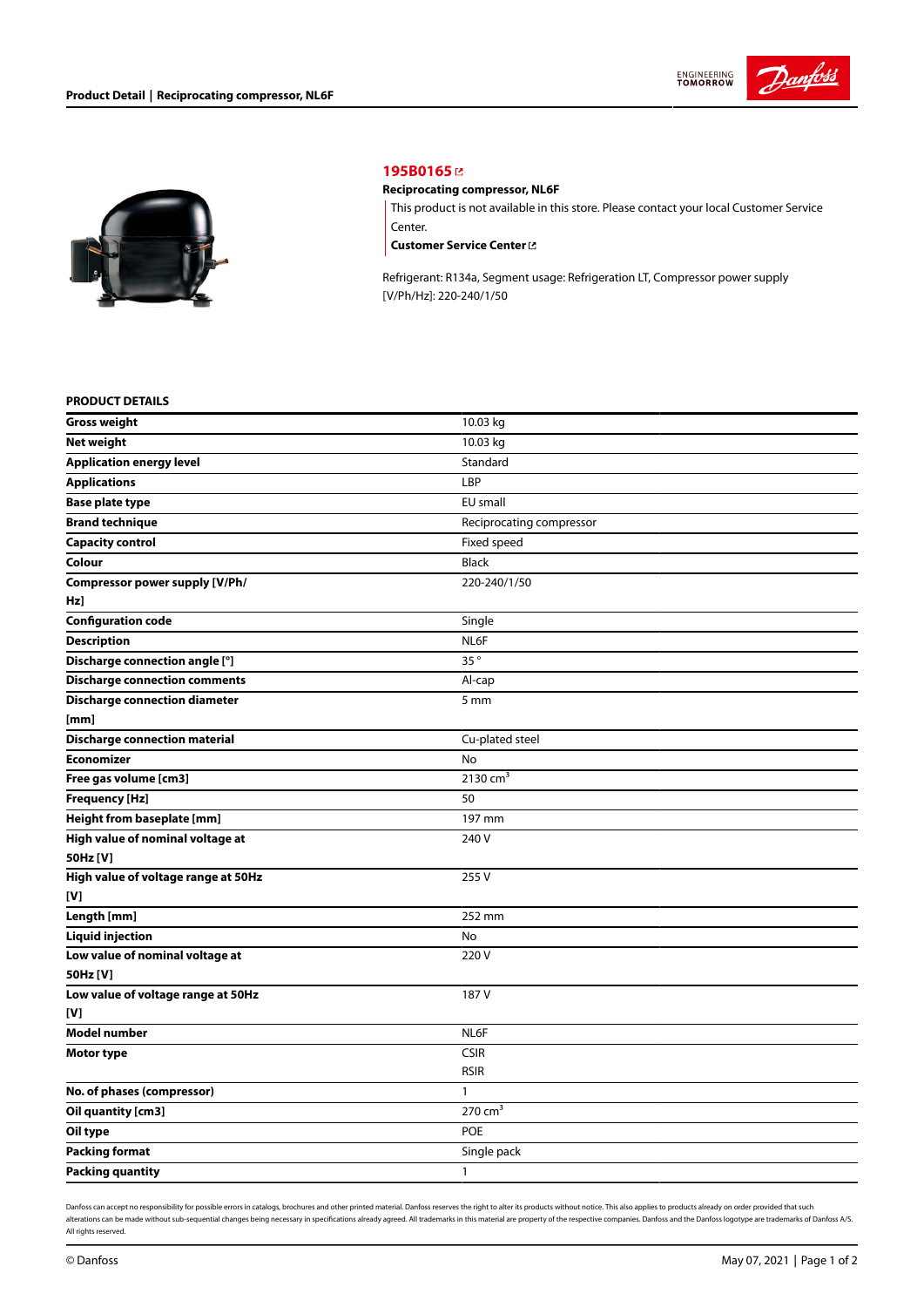# 195B0165

**Reciprocating compressor, NL6F**

This product is not available in this store. Please contact your local Customer Service Center.

**Customer Service Center**

Refrigerant: R134a, Segment usage: Refrigeration LT, Compressor power supply [V/Ph/Hz]: 220-240/1/50

## PRODUCT DETAILS

| | |
|---|---|
| **Gross weight** | 10.03 kg |
| **Net weight** | 10.03 kg |
| **Application energy level** | Standard |
| **Applications** | LBP |
| **Base plate type** | EU small |
| **Brand technique** | Reciprocating compressor |
| **Capacity control** | Fixed speed |
| **Colour** | Black |
| **Compressor power supply [V/Ph/Hz]** | 220-240/1/50 |
| **Configuration code** | Single |
| **Description** | NL6F |
| **Discharge connection angle [°]** | 35 ° |
| **Discharge connection comments** | Al-cap |
| **Discharge connection diameter [mm]** | 5 mm |
| **Discharge connection material** | Cu-plated steel |
| **Economizer** | No |
| **Free gas volume [cm3]** | 2130 $cm^3$ |
| **Frequency [Hz]** | 50 |
| **Height from baseplate [mm]** | 197 mm |
| **High value of nominal voltage at 50Hz [V]** | 240 V |
| **High value of voltage range at 50Hz [V]** | 255 V |
| **Length [mm]** | 252 mm |
| **Liquid injection** | No |
| **Low value of nominal voltage at 50Hz [V]** | 220 V |
| **Low value of voltage range at 50Hz [V]** | 187 V |
| **Model number** | NL6F |
| **Motor type** | CSIR<br>RSIR |
| **No. of phases (compressor)** | 1 |
| **Oil quantity [cm3]** | 270 $cm^3$ |
| **Oil type** | POE |
| **Packing format** | Single pack |
| **Packing quantity** | 1 |

Danfoss can accept no responsibility for possible errors in catalogs, brochures and other printed material. Danfoss reserves the right to alter its products without notice. This also applies to products already on order provided that such alterations can be made without sub-sequential changes being necessary in specifications already agreed. All trademarks in this material are property of the respective companies. Danfoss and the Danfoss logotype are trademarks of Danfoss A/S. All rights reserved.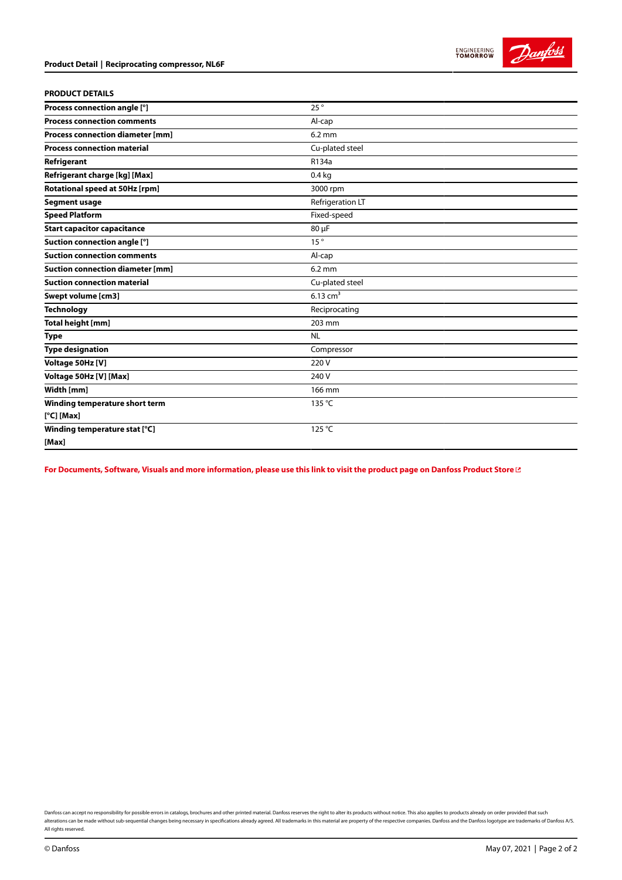## PRODUCT DETAILS

| | |
|---|---|
| **Process connection angle [°]** | 25 ° |
| **Process connection comments** | Al-cap |
| **Process connection diameter [mm]** | 6.2 mm |
| **Process connection material** | Cu-plated steel |
| **Refrigerant** | R134a |
| **Refrigerant charge [kg] [Max]** | 0.4 kg |
| **Rotational speed at 50Hz [rpm]** | 3000 rpm |
| **Segment usage** | Refrigeration LT |
| **Speed Platform** | Fixed-speed |
| **Start capacitor capacitance** | 80 µF |
| **Suction connection angle [°]** | 15 ° |
| **Suction connection comments** | Al-cap |
| **Suction connection diameter [mm]** | 6.2 mm |
| **Suction connection material** | Cu-plated steel |
| **Swept volume [cm3]** | 6.13 $cm^3$ |
| **Technology** | Reciprocating |
| **Total height [mm]** | 203 mm |
| **Type** | NL |
| **Type designation** | Compressor |
| **Voltage 50Hz [V]** | 220 V |
| **Voltage 50Hz [V] [Max]** | 240 V |
| **Width [mm]** | 166 mm |
| **Winding temperature short term [°C] [Max]** | 135 °C |
| **Winding temperature stat [°C] [Max]** | 125 °C |

**For Documents, Software, Visuals and more information, please use this link to visit the product page on Danfoss Product Store**

Danfoss can accept no responsibility for possible errors in catalogs, brochures and other printed material. Danfoss reserves the right to alter its products without notice. This also applies to products already on order provided that such alterations can be made without sub-sequential changes being necessary in specifications already agreed. All trademarks in this material are property of the respective companies. Danfoss and the Danfoss logotype are trademarks of Danfoss A/S. All rights reserved.